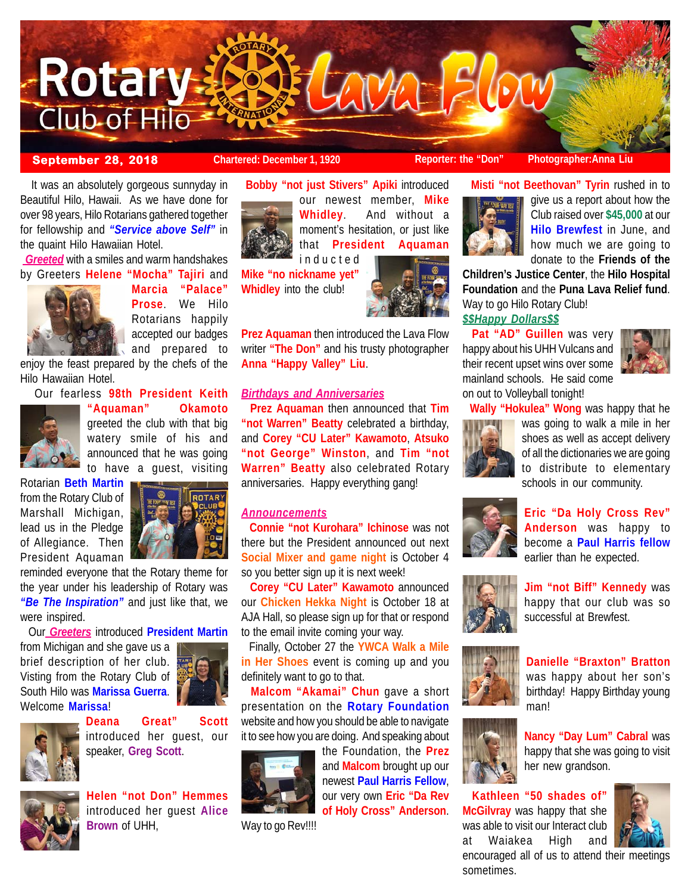# Rotary Club of Hilo Lava Flow

**September 28, 2018** Chartered: December 1, 1920 Reporter: the "Don" Photographer: Anna Liu

It was an absolutely gorgeous sunnyday in Beautiful Hilo, Hawaii. As we have done for over 98 years, Hilo Rotarians gathered together for fellowship and ***"Service above Self"*** in the quaint Hilo Hawaiian Hotel.

***Greeted*** with a smiles and warm handshakes by Greeters **Helene "Mocha" Tajiri** and **Marcia "Palace" Prose**. We Hilo Rotarians happily accepted our badges and prepared to enjoy the feast prepared by the chefs of the Hilo Hawaiian Hotel.

Our fearless **98th President Keith "Aquaman" Okamoto** greeted the club with that big watery smile of his and announced that he was going to have a guest, visiting Rotarian **Beth Martin** from the Rotary Club of Marshall Michigan, lead us in the Pledge of Allegiance. Then President Aquaman reminded everyone that the Rotary theme for the year under his leadership of Rotary was ***"Be The Inspiration"*** and just like that, we were inspired.

Our ***Greeters*** introduced **President Martin** from Michigan and she gave us a brief description of her club. Visting from the Rotary Club of South Hilo was **Marissa Guerra**. Welcome **Marissa**!

**Deana Great" Scott** introduced her guest, our speaker, **Greg Scott**.

**Helen "not Don" Hemmes** introduced her guest **Alice Brown** of UHH,

**Bobby "not just Stivers" Apiki** introduced our newest member, **Mike Whidley**. And without a moment's hesitation, or just like that **President Aquaman** inducted **Mike "no nickname yet" Whidley** into the club!

**Prez Aquaman** then introduced the Lava Flow writer **"The Don"** and his trusty photographer **Anna "Happy Valley" Liu**.

***Birthdays and Anniversaries***

**Prez Aquaman** then announced that **Tim "not Warren" Beatty** celebrated a birthday, and **Corey "CU Later" Kawamoto**, **Atsuko "not George" Winston**, and **Tim "not Warren" Beatty** also celebrated Rotary anniversaries. Happy everything gang!

***Announcements***

**Connie "not Kurohara" Ichinose** was not there but the President announced out next **Social Mixer and game night** is October 4 so you better sign up it is next week!

**Corey "CU Later" Kawamoto** announced our **Chicken Hekka Night** is October 18 at AJA Hall, so please sign up for that or respond to the email invite coming your way.

Finally, October 27 the **YWCA Walk a Mile in Her Shoes** event is coming up and you definitely want to go to that.

**Malcom "Akamai" Chun** gave a short presentation on the **Rotary Foundation** website and how you should be able to navigate it to see how you are doing. And speaking about the Foundation, the **Prez** and **Malcom** brought up our newest **Paul Harris Fellow**, our very own **Eric "Da Rev of Holy Cross" Anderson**. Way to go Rev!!!!

**Misti "not Beethovan" Tyrin** rushed in to give us a report about how the Club raised over **$45,000** at our **Hilo Brewfest** in June, and how much we are going to donate to the **Friends of the Children's Justice Center**, the **Hilo Hospital Foundation** and the **Puna Lava Relief fund**. Way to go Hilo Rotary Club!

***$$Happy Dollars$$***

**Pat "AD" Guillen** was very happy about his UHH Vulcans and their recent upset wins over some mainland schools. He said come on out to Volleyball tonight!

**Wally "Hokulea" Wong** was happy that he was going to walk a mile in her shoes as well as accept delivery of all the dictionaries we are going to distribute to elementary schools in our community.

**Eric "Da Holy Cross Rev" Anderson** was happy to become a **Paul Harris fellow** earlier than he expected.

**Jim "not Biff" Kennedy** was happy that our club was so successful at Brewfest.

**Danielle "Braxton" Bratton** was happy about her son's birthday! Happy Birthday young man!

**Nancy "Day Lum" Cabral** was happy that she was going to visit her new grandson.

**Kathleen "50 shades of" McGilvray** was happy that she was able to visit our Interact club at Waiakea High and encouraged all of us to attend their meetings sometimes.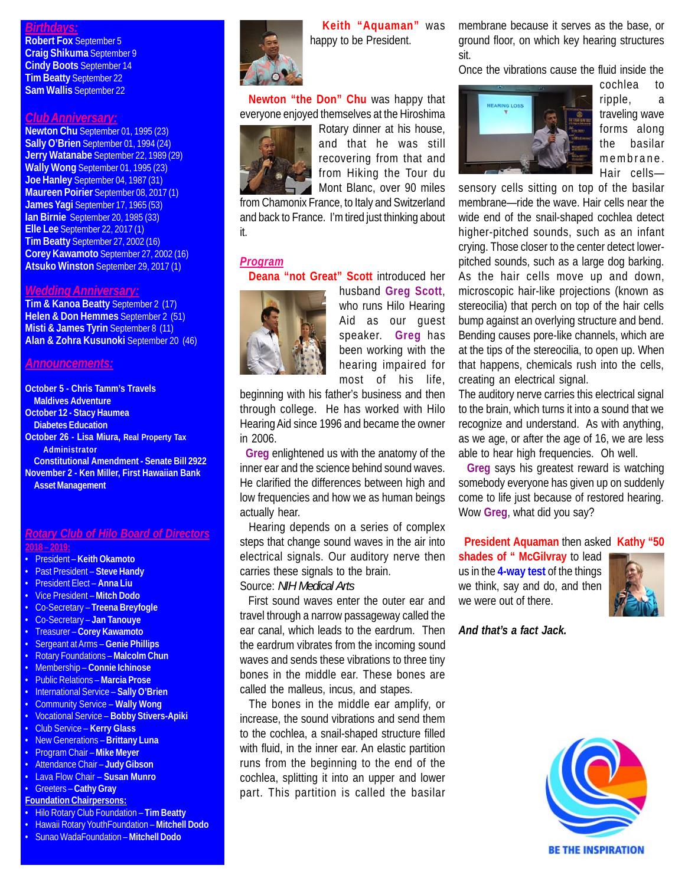## *Birthdays:*

**Robert Fox** September 5
**Craig Shikuma** September 9
**Cindy Boots** September 14
**Tim Beatty** September 22
**Sam Wallis** September 22

## *Club Anniversary:*

**Newton Chu** September 01, 1995 (23)
**Sally O'Brien** September 01, 1994 (24)
**Jerry Watanabe** September 22, 1989 (29)
**Wally Wong** September 01, 1995 (23)
**Joe Hanley** September 04, 1987 (31)
**Maureen Poirier** September 08, 2017 (1)
**James Yagi** September 17, 1965 (53)
**Ian Birnie** September 20, 1985 (33)
**Elle Lee** September 22, 2017 (1)
**Tim Beatty** September 27, 2002 (16)
**Corey Kawamoto** September 27, 2002 (16)
**Atsuko Winston** September 29, 2017 (1)

## *Wedding Anniversary:*

**Tim & Kanoa Beatty** September 2 (17)
**Helen & Don Hemmes** September 2 (51)
**Misti & James Tyrin** September 8 (11)
**Alan & Zohra Kusunoki** September 20 (46)

## *Announcements:*

**October 5 - Chris Tamm's Travels**
**Maldives Adventure**
**October 12 - Stacy Haumea**
**Diabetes Education**
**October 26 - Lisa Miura, Real Property Tax Administrator**
**Constitutional Amendment - Senate Bill 2922**
**November 2 - Ken Miller, First Hawaiian Bank**
**Asset Management**

## *Rotary Club of Hilo Board of Directors*

**2018 – 2019:**

- President – **Keith Okamoto**
- Past President – **Steve Handy**
- President Elect – **Anna Liu**
- Vice President – **Mitch Dodo**
- Co-Secretary – **Treena Breyfogle**
- Co-Secretary – **Jan Tanouye**
- Treasurer – **Corey Kawamoto**
- Sergeant at Arms – **Genie Phillips**
- Rotary Foundations – **Malcolm Chun**
- Membership – **Connie Ichinose**
- Public Relations – **Marcia Prose**
- International Service – **Sally O'Brien**
- Community Service – **Wally Wong**
- Vocational Service – **Bobby Stivers-Apiki**
- Club Service – **Kerry Glass**
- New Generations – **Brittany Luna**
- Program Chair – **Mike Meyer**
- Attendance Chair – **Judy Gibson**
- Lava Flow Chair – **Susan Munro**
- Greeters – **Cathy Gray**

**Foundation Chairpersons:**

- Hilo Rotary Club Foundation – **Tim Beatty**
- Hawaii Rotary YouthFoundation – **Mitchell Dodo**
- Sunao WadaFoundation – **Mitchell Dodo**

**Keith "Aquaman"** was happy to be President.

**Newton "the Don" Chu** was happy that everyone enjoyed themselves at the Hiroshima Rotary dinner at his house, and that he was still recovering from that and from Hiking the Tour du Mont Blanc, over 90 miles from Chamonix France, to Italy and Switzerland and back to France. I'm tired just thinking about it.

## *Program*

**Deana "not Great" Scott** introduced her husband **Greg Scott**, who runs Hilo Hearing Aid as our guest speaker. **Greg** has been working with the hearing impaired for most of his life, beginning with his father's business and then through college. He has worked with Hilo Hearing Aid since 1996 and became the owner in 2006.

**Greg** enlightened us with the anatomy of the inner ear and the science behind sound waves. He clarified the differences between high and low frequencies and how we as human beings actually hear.

Hearing depends on a series of complex steps that change sound waves in the air into electrical signals. Our auditory nerve then carries these signals to the brain.
Source: *NIH Medical Arts*

First sound waves enter the outer ear and travel through a narrow passageway called the ear canal, which leads to the eardrum. Then the eardrum vibrates from the incoming sound waves and sends these vibrations to three tiny bones in the middle ear. These bones are called the malleus, incus, and stapes.

The bones in the middle ear amplify, or increase, the sound vibrations and send them to the cochlea, a snail-shaped structure filled with fluid, in the inner ear. An elastic partition runs from the beginning to the end of the cochlea, splitting it into an upper and lower part. This partition is called the basilar membrane because it serves as the base, or ground floor, on which key hearing structures sit.

Once the vibrations cause the fluid inside the cochlea to ripple, a traveling wave forms along the basilar membrane. Hair cells—sensory cells sitting on top of the basilar membrane—ride the wave. Hair cells near the wide end of the snail-shaped cochlea detect higher-pitched sounds, such as an infant crying. Those closer to the center detect lower-pitched sounds, such as a large dog barking. As the hair cells move up and down, microscopic hair-like projections (known as stereocilia) that perch on top of the hair cells bump against an overlying structure and bend. Bending causes pore-like channels, which are at the tips of the stereocilia, to open up. When that happens, chemicals rush into the cells, creating an electrical signal.

The auditory nerve carries this electrical signal to the brain, which turns it into a sound that we recognize and understand. As with anything, as we age, or after the age of 16, we are less able to hear high frequencies. Oh well.

**Greg** says his greatest reward is watching somebody everyone has given up on suddenly come to life just because of restored hearing. Wow **Greg**, what did you say?

**President Aquaman** then asked **Kathy "50 shades of " McGilvray** to lead us in the **4-way test** of the things we think, say and do, and then we were out of there.

***And that's a fact Jack.***

BE THE INSPIRATION